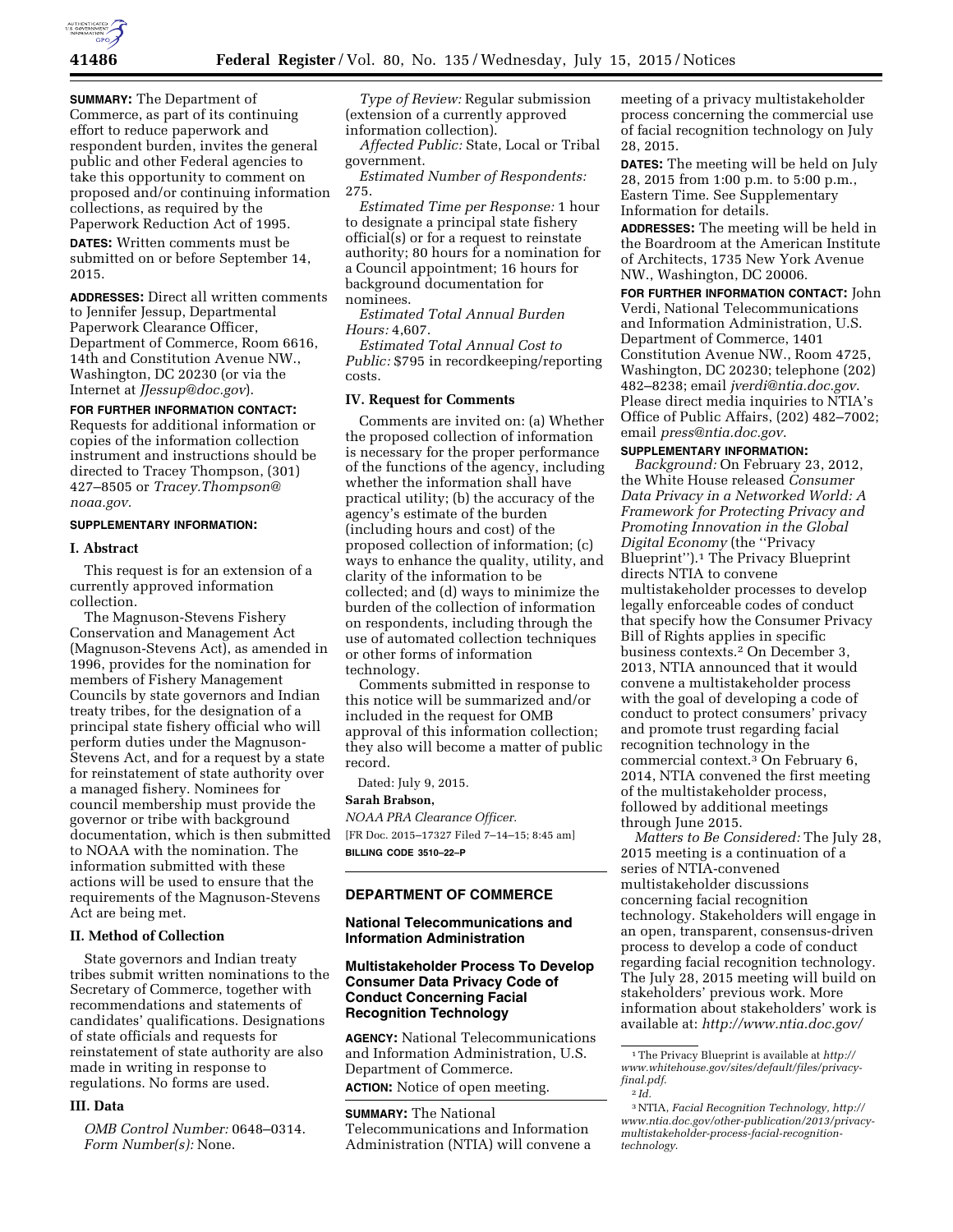**SUMMARY:** The Department of Commerce, as part of its continuing effort to reduce paperwork and respondent burden, invites the general public and other Federal agencies to take this opportunity to comment on proposed and/or continuing information collections, as required by the Paperwork Reduction Act of 1995.

**DATES:** Written comments must be submitted on or before September 14, 2015.

**ADDRESSES:** Direct all written comments to Jennifer Jessup, Departmental Paperwork Clearance Officer, Department of Commerce, Room 6616, 14th and Constitution Avenue NW., Washington, DC 20230 (or via the Internet at *JJessup@doc.gov*).

**FOR FURTHER INFORMATION CONTACT:** Requests for additional information or copies of the information collection instrument and instructions should be directed to Tracey Thompson, (301) 427–8505 or *Tracey.Thompson@noaa.gov.*

**SUPPLEMENTARY INFORMATION:**

### I. Abstract

This request is for an extension of a currently approved information collection.

The Magnuson-Stevens Fishery Conservation and Management Act (Magnuson-Stevens Act), as amended in 1996, provides for the nomination for members of Fishery Management Councils by state governors and Indian treaty tribes, for the designation of a principal state fishery official who will perform duties under the Magnuson-Stevens Act, and for a request by a state for reinstatement of state authority over a managed fishery. Nominees for council membership must provide the governor or tribe with background documentation, which is then submitted to NOAA with the nomination. The information submitted with these actions will be used to ensure that the requirements of the Magnuson-Stevens Act are being met.

### II. Method of Collection

State governors and Indian treaty tribes submit written nominations to the Secretary of Commerce, together with recommendations and statements of candidates' qualifications. Designations of state officials and requests for reinstatement of state authority are also made in writing in response to regulations. No forms are used.

### III. Data

*OMB Control Number:* 0648–0314.

*Form Number(s):* None.

*Type of Review:* Regular submission (extension of a currently approved information collection).

*Affected Public:* State, Local or Tribal government.

*Estimated Number of Respondents:* 275.

*Estimated Time per Response:* 1 hour to designate a principal state fishery official(s) or for a request to reinstate authority; 80 hours for a nomination for a Council appointment; 16 hours for background documentation for nominees.

*Estimated Total Annual Burden Hours:* 4,607.

*Estimated Total Annual Cost to Public:* $795 in recordkeeping/reporting costs.

### IV. Request for Comments

Comments are invited on: (a) Whether the proposed collection of information is necessary for the proper performance of the functions of the agency, including whether the information shall have practical utility; (b) the accuracy of the agency's estimate of the burden (including hours and cost) of the proposed collection of information; (c) ways to enhance the quality, utility, and clarity of the information to be collected; and (d) ways to minimize the burden of the collection of information on respondents, including through the use of automated collection techniques or other forms of information technology.

Comments submitted in response to this notice will be summarized and/or included in the request for OMB approval of this information collection; they also will become a matter of public record.

Dated: July 9, 2015.

**Sarah Brabson,**

*NOAA PRA Clearance Officer.*

[FR Doc. 2015–17327 Filed 7–14–15; 8:45 am]

**BILLING CODE 3510–22–P**

---

## DEPARTMENT OF COMMERCE

### National Telecommunications and Information Administration

### Multistakeholder Process To Develop Consumer Data Privacy Code of Conduct Concerning Facial Recognition Technology

**AGENCY:** National Telecommunications and Information Administration, U.S. Department of Commerce.

**ACTION:** Notice of open meeting.

**SUMMARY:** The National Telecommunications and Information Administration (NTIA) will convene a meeting of a privacy multistakeholder process concerning the commercial use of facial recognition technology on July 28, 2015.

**DATES:** The meeting will be held on July 28, 2015 from 1:00 p.m. to 5:00 p.m., Eastern Time. See Supplementary Information for details.

**ADDRESSES:** The meeting will be held in the Boardroom at the American Institute of Architects, 1735 New York Avenue NW., Washington, DC 20006.

**FOR FURTHER INFORMATION CONTACT:** John Verdi, National Telecommunications and Information Administration, U.S. Department of Commerce, 1401 Constitution Avenue NW., Room 4725, Washington, DC 20230; telephone (202) 482–8238; email *jverdi@ntia.doc.gov*. Please direct media inquiries to NTIA's Office of Public Affairs, (202) 482–7002; email *press@ntia.doc.gov*.

**SUPPLEMENTARY INFORMATION:**

*Background:* On February 23, 2012, the White House released *Consumer Data Privacy in a Networked World: A Framework for Protecting Privacy and Promoting Innovation in the Global Digital Economy* (the ''Privacy Blueprint'').[1] The Privacy Blueprint directs NTIA to convene multistakeholder processes to develop legally enforceable codes of conduct that specify how the Consumer Privacy Bill of Rights applies in specific business contexts.[2] On December 3, 2013, NTIA announced that it would convene a multistakeholder process with the goal of developing a code of conduct to protect consumers' privacy and promote trust regarding facial recognition technology in the commercial context.[3] On February 6, 2014, NTIA convened the first meeting of the multistakeholder process, followed by additional meetings through June 2015.

*Matters to Be Considered:* The July 28, 2015 meeting is a continuation of a series of NTIA-convened multistakeholder discussions concerning facial recognition technology. Stakeholders will engage in an open, transparent, consensus-driven process to develop a code of conduct regarding facial recognition technology. The July 28, 2015 meeting will build on stakeholders' previous work. More information about stakeholders' work is available at: *http://www.ntia.doc.gov/*

---

[1] The Privacy Blueprint is available at *http://www.whitehouse.gov/sites/default/files/privacy-final.pdf.*

[2] *Id.*

[3] NTIA, *Facial Recognition Technology, http://www.ntia.doc.gov/other-publication/2013/privacy-multistakeholder-process-facial-recognition-technology.*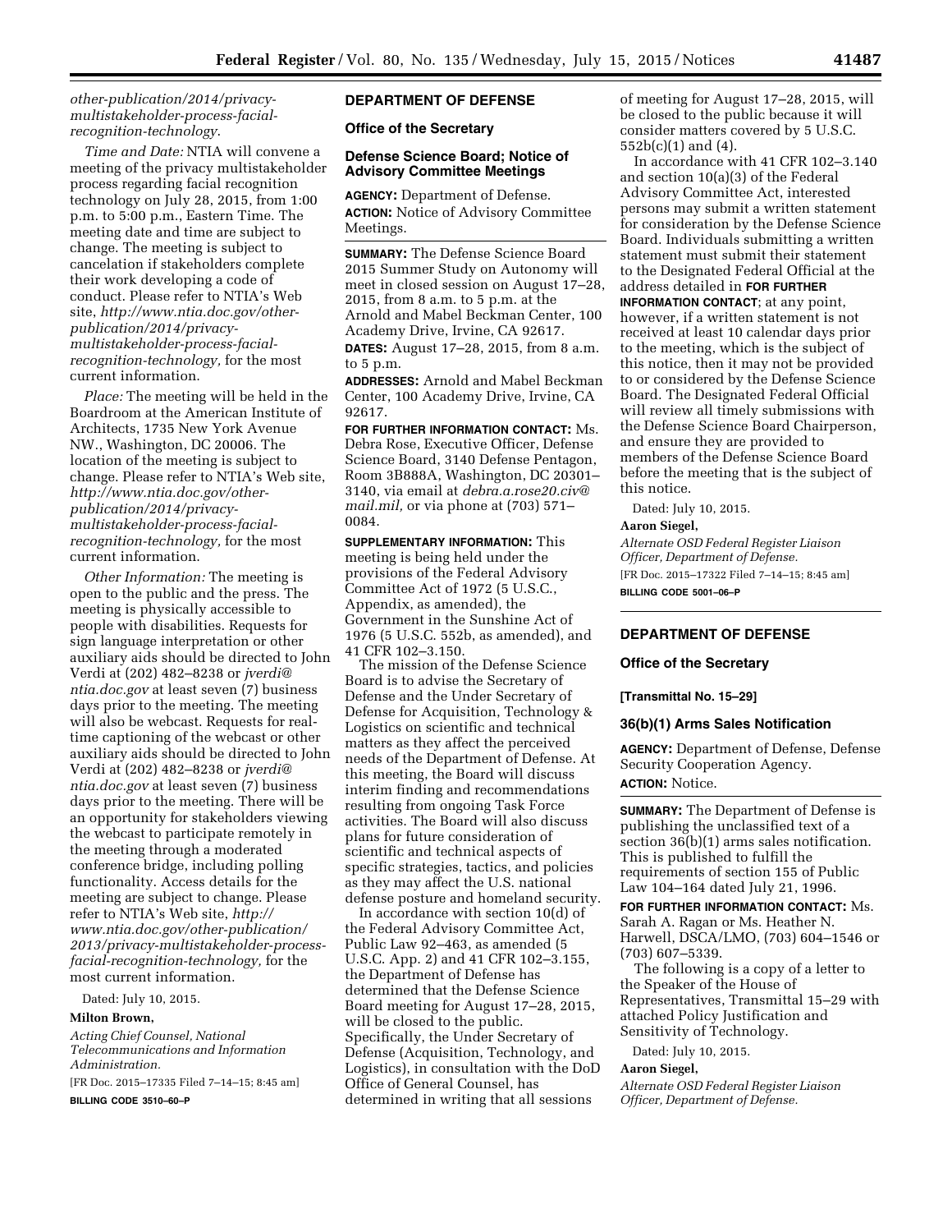*other-publication/2014/privacy-multistakeholder-process-facial-recognition-technology.*

*Time and Date:* NTIA will convene a meeting of the privacy multistakeholder process regarding facial recognition technology on July 28, 2015, from 1:00 p.m. to 5:00 p.m., Eastern Time. The meeting date and time are subject to change. The meeting is subject to cancelation if stakeholders complete their work developing a code of conduct. Please refer to NTIA's Web site, *http://www.ntia.doc.gov/other-publication/2014/privacy-multistakeholder-process-facial-recognition-technology,* for the most current information.

*Place:* The meeting will be held in the Boardroom at the American Institute of Architects, 1735 New York Avenue NW., Washington, DC 20006. The location of the meeting is subject to change. Please refer to NTIA's Web site, *http://www.ntia.doc.gov/other-publication/2014/privacy-multistakeholder-process-facial-recognition-technology,* for the most current information.

*Other Information:* The meeting is open to the public and the press. The meeting is physically accessible to people with disabilities. Requests for sign language interpretation or other auxiliary aids should be directed to John Verdi at (202) 482–8238 or *jverdi@ntia.doc.gov* at least seven (7) business days prior to the meeting. The meeting will also be webcast. Requests for real-time captioning of the webcast or other auxiliary aids should be directed to John Verdi at (202) 482–8238 or *jverdi@ntia.doc.gov* at least seven (7) business days prior to the meeting. There will be an opportunity for stakeholders viewing the webcast to participate remotely in the meeting through a moderated conference bridge, including polling functionality. Access details for the meeting are subject to change. Please refer to NTIA's Web site, *http://www.ntia.doc.gov/other-publication/2013/privacy-multistakeholder-process-facial-recognition-technology,* for the most current information.

Dated: July 10, 2015.

**Milton Brown,**

*Acting Chief Counsel, National Telecommunications and Information Administration.*

[FR Doc. 2015–17335 Filed 7–14–15; 8:45 am]

**BILLING CODE 3510–60–P**

## DEPARTMENT OF DEFENSE

### Office of the Secretary

### Defense Science Board; Notice of Advisory Committee Meetings

**AGENCY:** Department of Defense.

**ACTION:** Notice of Advisory Committee Meetings.

**SUMMARY:** The Defense Science Board 2015 Summer Study on Autonomy will meet in closed session on August 17–28, 2015, from 8 a.m. to 5 p.m. at the Arnold and Mabel Beckman Center, 100 Academy Drive, Irvine, CA 92617.

**DATES:** August 17–28, 2015, from 8 a.m. to 5 p.m.

**ADDRESSES:** Arnold and Mabel Beckman Center, 100 Academy Drive, Irvine, CA 92617.

**FOR FURTHER INFORMATION CONTACT:** Ms. Debra Rose, Executive Officer, Defense Science Board, 3140 Defense Pentagon, Room 3B888A, Washington, DC 20301–3140, via email at *debra.a.rose20.civ@mail.mil,* or via phone at (703) 571–0084.

**SUPPLEMENTARY INFORMATION:** This meeting is being held under the provisions of the Federal Advisory Committee Act of 1972 (5 U.S.C., Appendix, as amended), the Government in the Sunshine Act of 1976 (5 U.S.C. 552b, as amended), and 41 CFR 102–3.150.

The mission of the Defense Science Board is to advise the Secretary of Defense and the Under Secretary of Defense for Acquisition, Technology & Logistics on scientific and technical matters as they affect the perceived needs of the Department of Defense. At this meeting, the Board will discuss interim finding and recommendations resulting from ongoing Task Force activities. The Board will also discuss plans for future consideration of scientific and technical aspects of specific strategies, tactics, and policies as they may affect the U.S. national defense posture and homeland security.

In accordance with section 10(d) of the Federal Advisory Committee Act, Public Law 92–463, as amended (5 U.S.C. App. 2) and 41 CFR 102–3.155, the Department of Defense has determined that the Defense Science Board meeting for August 17–28, 2015, will be closed to the public. Specifically, the Under Secretary of Defense (Acquisition, Technology, and Logistics), in consultation with the DoD Office of General Counsel, has determined in writing that all sessions of meeting for August 17–28, 2015, will be closed to the public because it will consider matters covered by 5 U.S.C. 552b(c)(1) and (4).

In accordance with 41 CFR 102–3.140 and section 10(a)(3) of the Federal Advisory Committee Act, interested persons may submit a written statement for consideration by the Defense Science Board. Individuals submitting a written statement must submit their statement to the Designated Federal Official at the address detailed in **FOR FURTHER INFORMATION CONTACT**; at any point, however, if a written statement is not received at least 10 calendar days prior to the meeting, which is the subject of this notice, then it may not be provided to or considered by the Defense Science Board. The Designated Federal Official will review all timely submissions with the Defense Science Board Chairperson, and ensure they are provided to members of the Defense Science Board before the meeting that is the subject of this notice.

Dated: July 10, 2015.

**Aaron Siegel,**

*Alternate OSD Federal Register Liaison Officer, Department of Defense.*

[FR Doc. 2015–17322 Filed 7–14–15; 8:45 am]

**BILLING CODE 5001–06–P**

## DEPARTMENT OF DEFENSE

### Office of the Secretary

**[Transmittal No. 15–29]**

### 36(b)(1) Arms Sales Notification

**AGENCY:** Department of Defense, Defense Security Cooperation Agency.

**ACTION:** Notice.

**SUMMARY:** The Department of Defense is publishing the unclassified text of a section 36(b)(1) arms sales notification. This is published to fulfill the requirements of section 155 of Public Law 104–164 dated July 21, 1996.

**FOR FURTHER INFORMATION CONTACT:** Ms. Sarah A. Ragan or Ms. Heather N. Harwell, DSCA/LMO, (703) 604–1546 or (703) 607–5339.

The following is a copy of a letter to the Speaker of the House of Representatives, Transmittal 15–29 with attached Policy Justification and Sensitivity of Technology.

Dated: July 10, 2015.

**Aaron Siegel,**

*Alternate OSD Federal Register Liaison Officer, Department of Defense.*